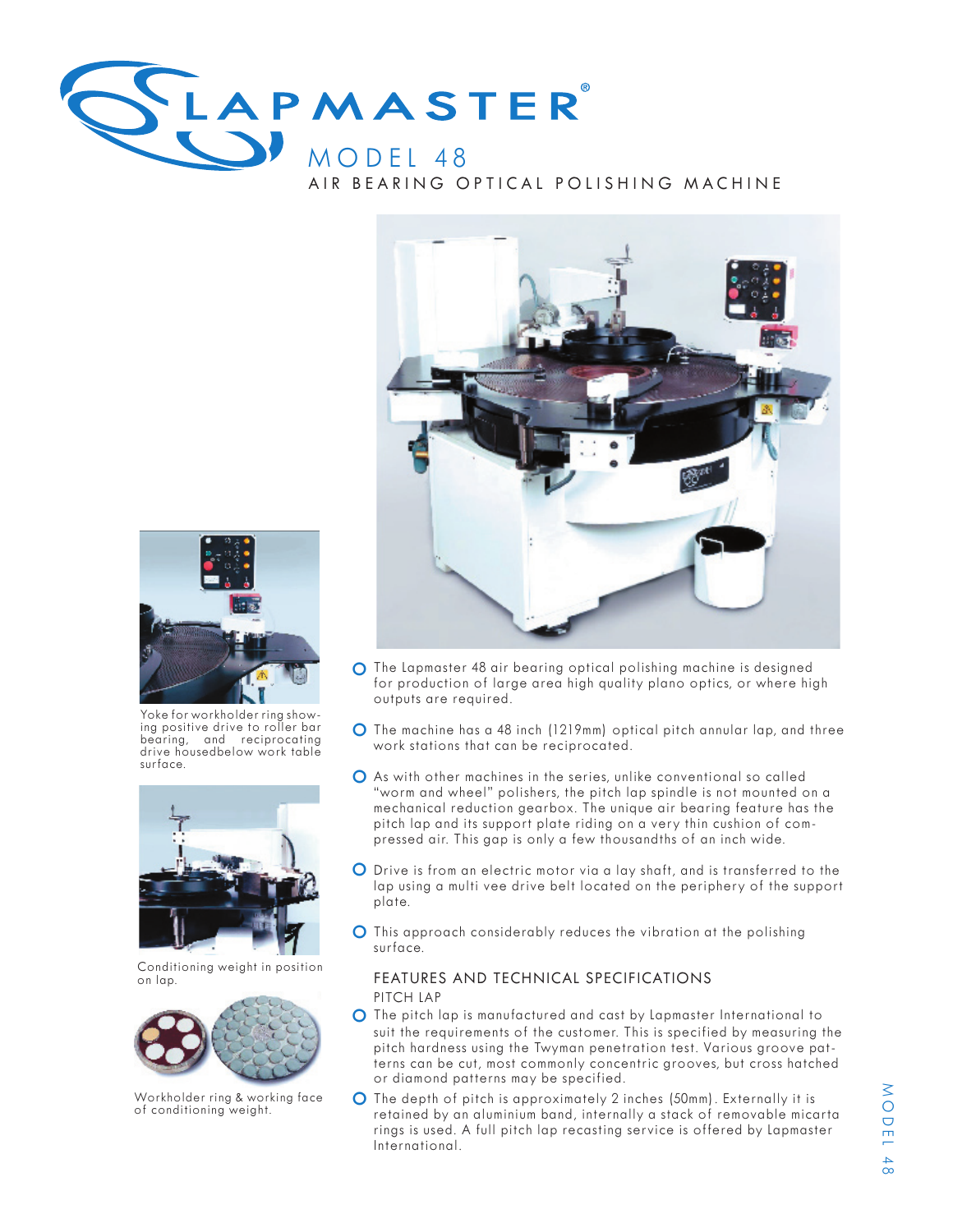# LAPMASTER®

## MODEL 48

### AIR BEARING OPTICAL POLISHING MACHINE

Yoke for workholder ring showing positive drive to roller bar bearing, and reciprocating drive housedbelow work table surface.

Conditioning weight in position on lap.

Workholder ring & working face of conditioning weight.

- The Lapmaster 48 air bearing optical polishing machine is designed for production of large area high quality plano optics, or where high outputs are required.
- The machine has a 48 inch (1219mm) optical pitch annular lap, and three work stations that can be reciprocated.
- As with other machines in the series, unlike conventional so called "worm and wheel" polishers, the pitch lap spindle is not mounted on a mechanical reduction gearbox. The unique air bearing feature has the pitch lap and its support plate riding on a very thin cushion of compressed air. This gap is only a few thousandths of an inch wide.
- Drive is from an electric motor via a lay shaft, and is transferred to the lap using a multi vee drive belt located on the periphery of the support plate.
- This approach considerably reduces the vibration at the polishing surface.

#### FEATURES AND TECHNICAL SPECIFICATIONS

PITCH LAP

- The pitch lap is manufactured and cast by Lapmaster International to suit the requirements of the customer. This is specified by measuring the pitch hardness using the Twyman penetration test. Various groove patterns can be cut, most commonly concentric grooves, but cross hatched or diamond patterns may be specified.
- The depth of pitch is approximately 2 inches (50mm). Externally it is retained by an aluminium band, internally a stack of removable micarta rings is used. A full pitch lap recasting service is offered by Lapmaster International.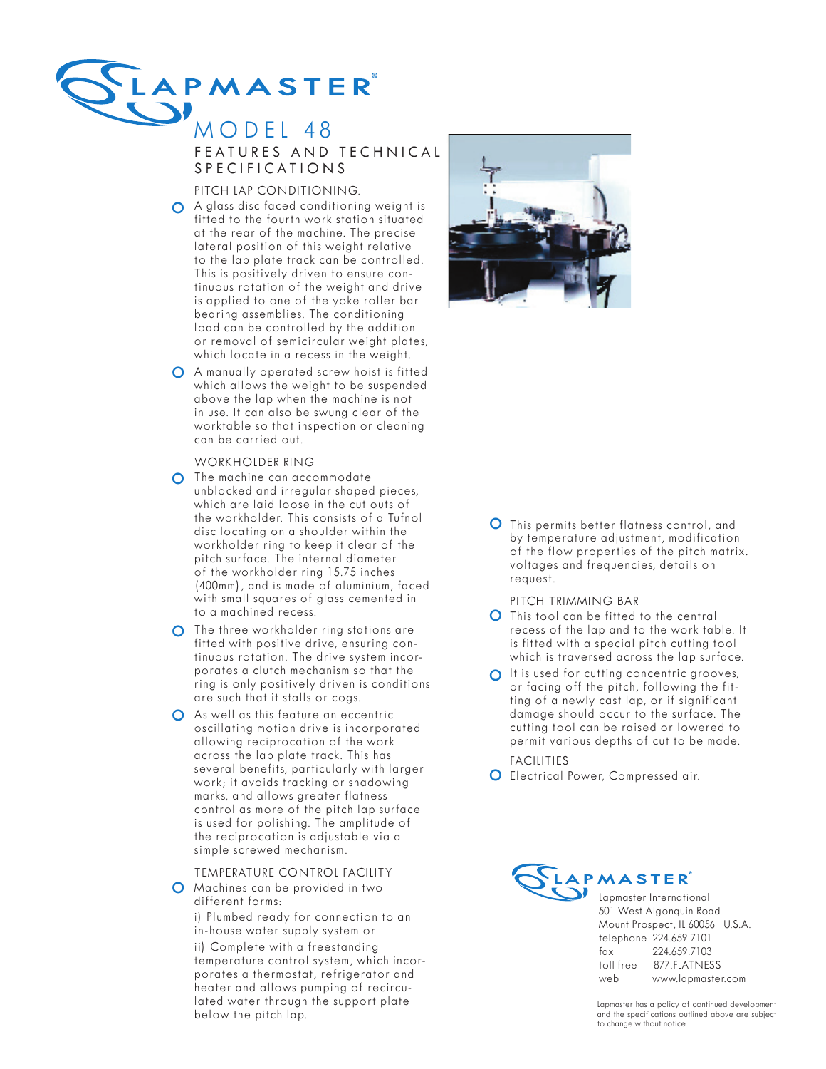# LAPMASTER®

## MODEL 48

### FEATURES AND TECHNICAL SPECIFICATIONS

PITCH LAP CONDITIONING.

- A glass disc faced conditioning weight is fitted to the fourth work station situated at the rear of the machine. The precise lateral position of this weight relative to the lap plate track can be controlled. This is positively driven to ensure continuous rotation of the weight and drive is applied to one of the yoke roller bar bearing assemblies. The conditioning load can be controlled by the addition or removal of semicircular weight plates, which locate in a recess in the weight.
- A manually operated screw hoist is fitted which allows the weight to be suspended above the lap when the machine is not in use. It can also be swung clear of the worktable so that inspection or cleaning can be carried out.

WORKHOLDER RING

- The machine can accommodate unblocked and irregular shaped pieces, which are laid loose in the cut outs of the workholder. This consists of a Tufnol disc locating on a shoulder within the workholder ring to keep it clear of the pitch surface. The internal diameter of the workholder ring 15.75 inches (400mm), and is made of aluminium, faced with small squares of glass cemented in to a machined recess.
- The three workholder ring stations are fitted with positive drive, ensuring continuous rotation. The drive system incorporates a clutch mechanism so that the ring is only positively driven is conditions are such that it stalls or cogs.
- As well as this feature an eccentric oscillating motion drive is incorporated allowing reciprocation of the work across the lap plate track. This has several benefits, particularly with larger work; it avoids tracking or shadowing marks, and allows greater flatness control as more of the pitch lap surface is used for polishing. The amplitude of the reciprocation is adjustable via a simple screwed mechanism.

TEMPERATURE CONTROL FACILITY

- Machines can be provided in two different forms:

  i) Plumbed ready for connection to an in-house water supply system or

  ii) Complete with a freestanding temperature control system, which incorporates a thermostat, refrigerator and heater and allows pumping of recirculated water through the support plate below the pitch lap.

- This permits better flatness control, and by temperature adjustment, modification of the flow properties of the pitch matrix. voltages and frequencies, details on request.

PITCH TRIMMING BAR

- This tool can be fitted to the central recess of the lap and to the work table. It is fitted with a special pitch cutting tool which is traversed across the lap surface.
- It is used for cutting concentric grooves, or facing off the pitch, following the fitting of a newly cast lap, or if significant damage should occur to the surface. The cutting tool can be raised or lowered to permit various depths of cut to be made.

FACILITIES

- Electrical Power, Compressed air.

LAPMASTER®

Lapmaster International
501 West Algonquin Road
Mount Prospect, IL 60056 U.S.A.
telephone 224.659.7101
fax 224.659.7103
toll free 877.FLATNESS
web www.lapmaster.com

Lapmaster has a policy of continued development and the specifications outlined above are subject to change without notice.